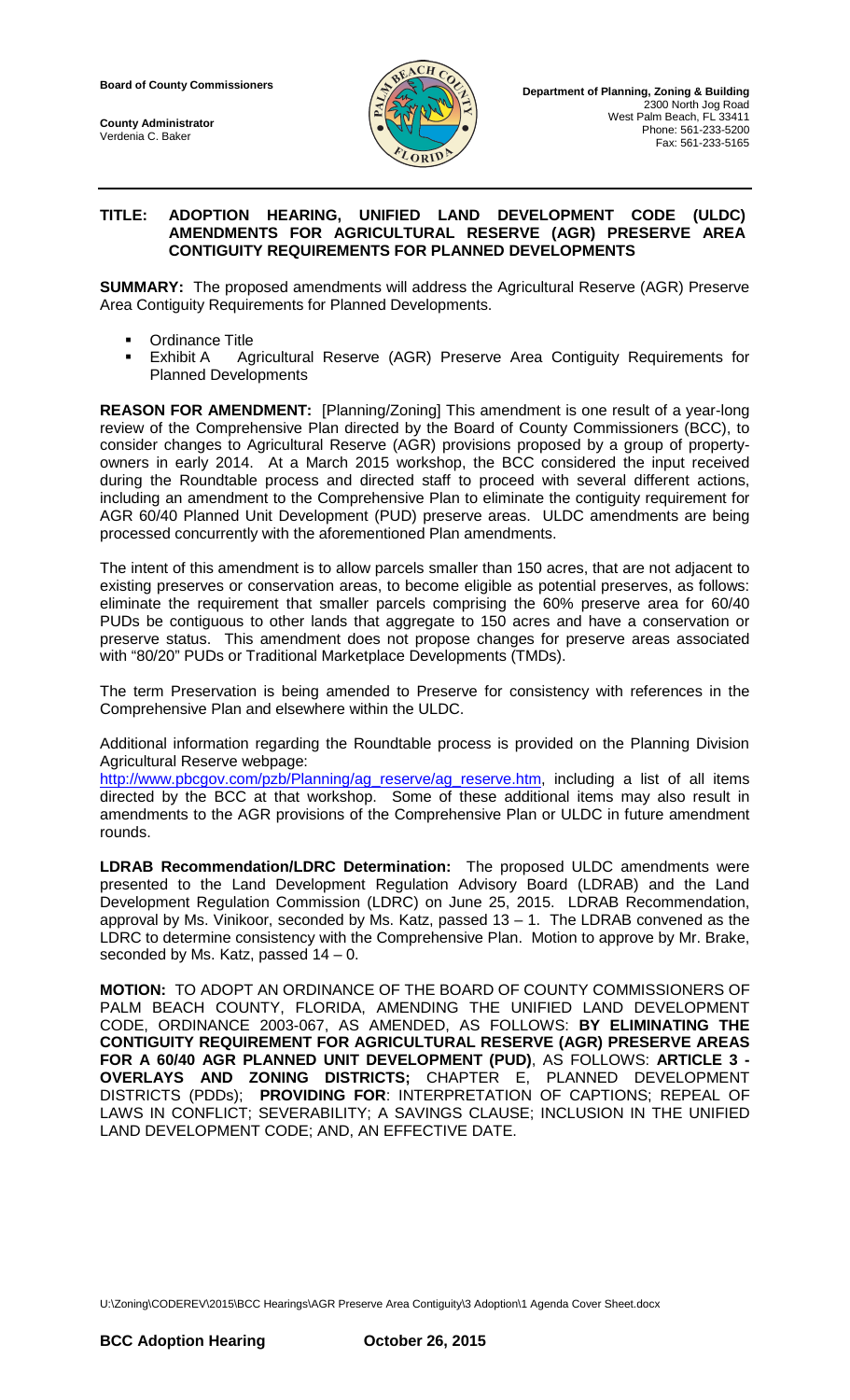**Board of County Commissioners**

**County Administrator**
Verdenia C. Baker

**Department of Planning, Zoning & Building**
2300 North Jog Road
West Palm Beach, FL 33411
Phone: 561-233-5200
Fax: 561-233-5165

**TITLE: ADOPTION HEARING, UNIFIED LAND DEVELOPMENT CODE (ULDC) AMENDMENTS FOR AGRICULTURAL RESERVE (AGR) PRESERVE AREA CONTIGUITY REQUIREMENTS FOR PLANNED DEVELOPMENTS**

**SUMMARY:** The proposed amendments will address the Agricultural Reserve (AGR) Preserve Area Contiguity Requirements for Planned Developments.

- Ordinance Title
- Exhibit A Agricultural Reserve (AGR) Preserve Area Contiguity Requirements for Planned Developments

**REASON FOR AMENDMENT:** [Planning/Zoning] This amendment is one result of a year-long review of the Comprehensive Plan directed by the Board of County Commissioners (BCC), to consider changes to Agricultural Reserve (AGR) provisions proposed by a group of property-owners in early 2014. At a March 2015 workshop, the BCC considered the input received during the Roundtable process and directed staff to proceed with several different actions, including an amendment to the Comprehensive Plan to eliminate the contiguity requirement for AGR 60/40 Planned Unit Development (PUD) preserve areas. ULDC amendments are being processed concurrently with the aforementioned Plan amendments.

The intent of this amendment is to allow parcels smaller than 150 acres, that are not adjacent to existing preserves or conservation areas, to become eligible as potential preserves, as follows: eliminate the requirement that smaller parcels comprising the 60% preserve area for 60/40 PUDs be contiguous to other lands that aggregate to 150 acres and have a conservation or preserve status. This amendment does not propose changes for preserve areas associated with "80/20" PUDs or Traditional Marketplace Developments (TMDs).

The term Preservation is being amended to Preserve for consistency with references in the Comprehensive Plan and elsewhere within the ULDC.

Additional information regarding the Roundtable process is provided on the Planning Division Agricultural Reserve webpage:
http://www.pbcgov.com/pzb/Planning/ag_reserve/ag_reserve.htm, including a list of all items directed by the BCC at that workshop. Some of these additional items may also result in amendments to the AGR provisions of the Comprehensive Plan or ULDC in future amendment rounds.

**LDRAB Recommendation/LDRC Determination:** The proposed ULDC amendments were presented to the Land Development Regulation Advisory Board (LDRAB) and the Land Development Regulation Commission (LDRC) on June 25, 2015. LDRAB Recommendation, approval by Ms. Vinikoor, seconded by Ms. Katz, passed 13 – 1. The LDRAB convened as the LDRC to determine consistency with the Comprehensive Plan. Motion to approve by Mr. Brake, seconded by Ms. Katz, passed 14 – 0.

**MOTION:** TO ADOPT AN ORDINANCE OF THE BOARD OF COUNTY COMMISSIONERS OF PALM BEACH COUNTY, FLORIDA, AMENDING THE UNIFIED LAND DEVELOPMENT CODE, ORDINANCE 2003-067, AS AMENDED, AS FOLLOWS: **BY ELIMINATING THE CONTIGUITY REQUIREMENT FOR AGRICULTURAL RESERVE (AGR) PRESERVE AREAS FOR A 60/40 AGR PLANNED UNIT DEVELOPMENT (PUD)**, AS FOLLOWS: **ARTICLE 3 - OVERLAYS AND ZONING DISTRICTS;** CHAPTER E, PLANNED DEVELOPMENT DISTRICTS (PDDs); **PROVIDING FOR**: INTERPRETATION OF CAPTIONS; REPEAL OF LAWS IN CONFLICT; SEVERABILITY; A SAVINGS CLAUSE; INCLUSION IN THE UNIFIED LAND DEVELOPMENT CODE; AND, AN EFFECTIVE DATE.

U:\Zoning\CODEREV\2015\BCC Hearings\AGR Preserve Area Contiguity\3 Adoption\1 Agenda Cover Sheet.docx

**BCC Adoption Hearing October 26, 2015**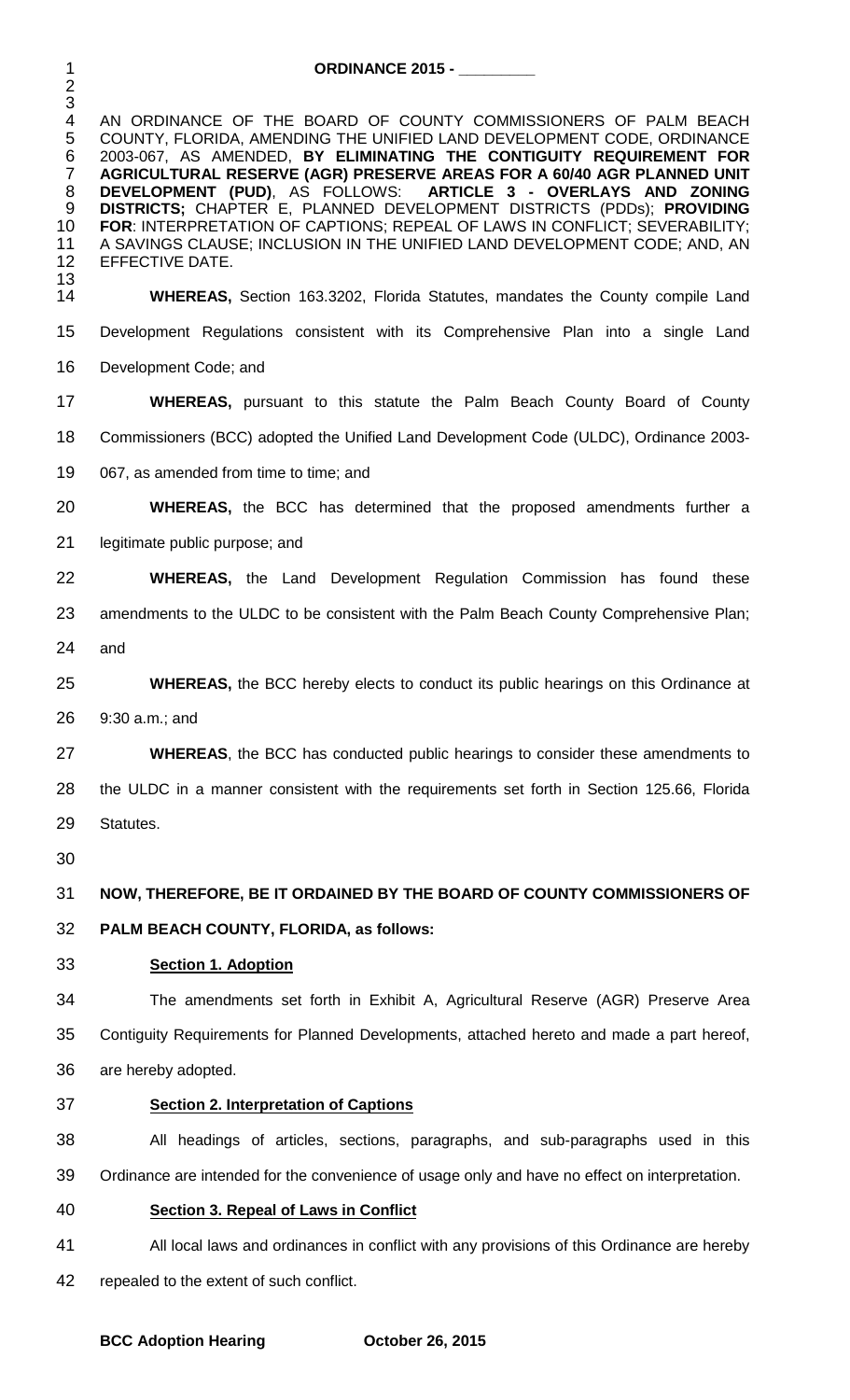**ORDINANCE 2015 - \_\_\_\_\_\_\_\_\_**

AN ORDINANCE OF THE BOARD OF COUNTY COMMISSIONERS OF PALM BEACH COUNTY, FLORIDA, AMENDING THE UNIFIED LAND DEVELOPMENT CODE, ORDINANCE 2003-067, AS AMENDED, **BY ELIMINATING THE CONTIGUITY REQUIREMENT FOR AGRICULTURAL RESERVE (AGR) PRESERVE AREAS FOR A 60/40 AGR PLANNED UNIT DEVELOPMENT (PUD)**, AS FOLLOWS: **ARTICLE 3 - OVERLAYS AND ZONING DISTRICTS;** CHAPTER E, PLANNED DEVELOPMENT DISTRICTS (PDDs); **PROVIDING FOR**: INTERPRETATION OF CAPTIONS; REPEAL OF LAWS IN CONFLICT; SEVERABILITY; A SAVINGS CLAUSE; INCLUSION IN THE UNIFIED LAND DEVELOPMENT CODE; AND, AN EFFECTIVE DATE.

**WHEREAS,** Section 163.3202, Florida Statutes, mandates the County compile Land Development Regulations consistent with its Comprehensive Plan into a single Land Development Code; and

**WHEREAS,** pursuant to this statute the Palm Beach County Board of County Commissioners (BCC) adopted the Unified Land Development Code (ULDC), Ordinance 2003-067, as amended from time to time; and

**WHEREAS,** the BCC has determined that the proposed amendments further a legitimate public purpose; and

**WHEREAS,** the Land Development Regulation Commission has found these amendments to the ULDC to be consistent with the Palm Beach County Comprehensive Plan; and

**WHEREAS,** the BCC hereby elects to conduct its public hearings on this Ordinance at 9:30 a.m.; and

**WHEREAS**, the BCC has conducted public hearings to consider these amendments to the ULDC in a manner consistent with the requirements set forth in Section 125.66, Florida Statutes.

**NOW, THEREFORE, BE IT ORDAINED BY THE BOARD OF COUNTY COMMISSIONERS OF PALM BEACH COUNTY, FLORIDA, as follows:**

**Section 1. Adoption**

The amendments set forth in Exhibit A, Agricultural Reserve (AGR) Preserve Area Contiguity Requirements for Planned Developments, attached hereto and made a part hereof, are hereby adopted.

**Section 2. Interpretation of Captions**

All headings of articles, sections, paragraphs, and sub-paragraphs used in this Ordinance are intended for the convenience of usage only and have no effect on interpretation.

**Section 3. Repeal of Laws in Conflict**

All local laws and ordinances in conflict with any provisions of this Ordinance are hereby repealed to the extent of such conflict.

**BCC Adoption Hearing October 26, 2015**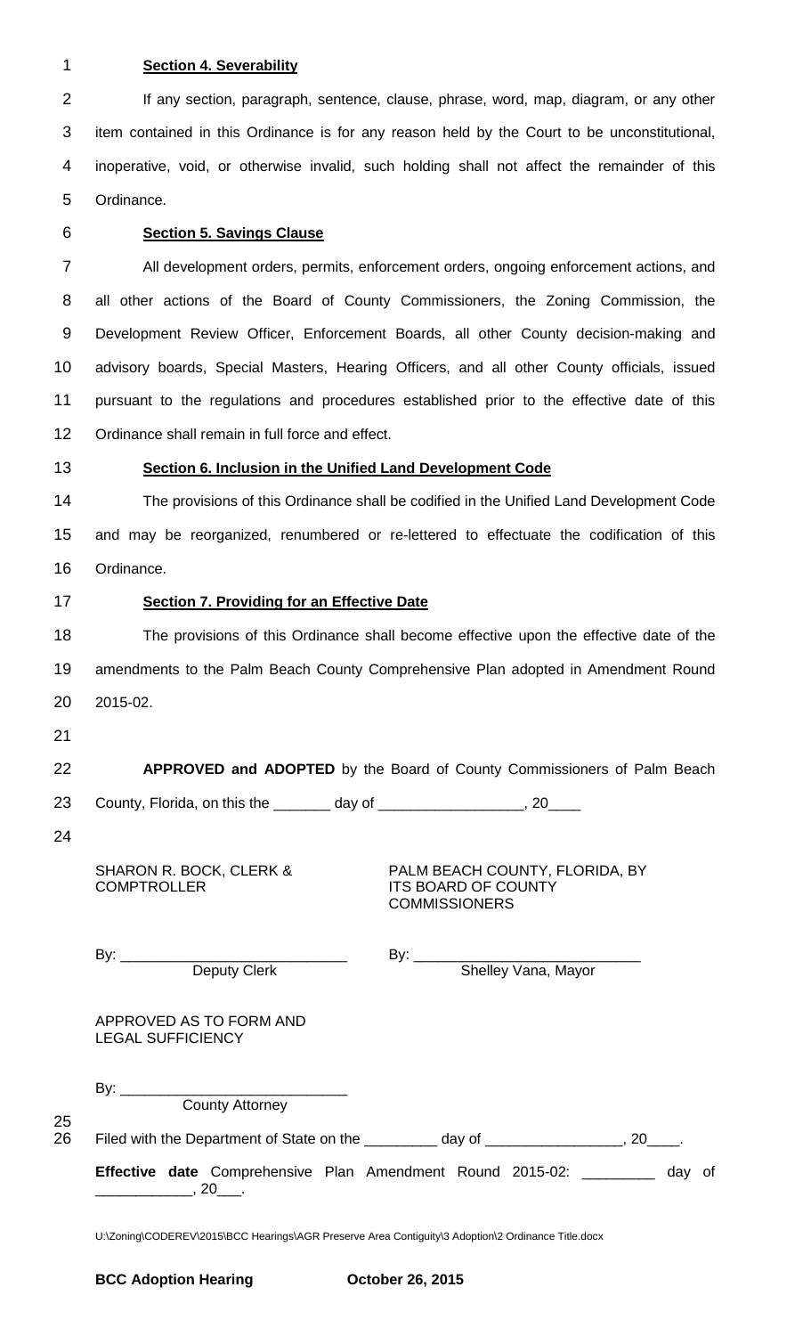**Section 4. Severability**

If any section, paragraph, sentence, clause, phrase, word, map, diagram, or any other item contained in this Ordinance is for any reason held by the Court to be unconstitutional, inoperative, void, or otherwise invalid, such holding shall not affect the remainder of this Ordinance.

**Section 5. Savings Clause**

All development orders, permits, enforcement orders, ongoing enforcement actions, and all other actions of the Board of County Commissioners, the Zoning Commission, the Development Review Officer, Enforcement Boards, all other County decision-making and advisory boards, Special Masters, Hearing Officers, and all other County officials, issued pursuant to the regulations and procedures established prior to the effective date of this Ordinance shall remain in full force and effect.

**Section 6. Inclusion in the Unified Land Development Code**

The provisions of this Ordinance shall be codified in the Unified Land Development Code and may be reorganized, renumbered or re-lettered to effectuate the codification of this Ordinance.

**Section 7. Providing for an Effective Date**

The provisions of this Ordinance shall become effective upon the effective date of the amendments to the Palm Beach County Comprehensive Plan adopted in Amendment Round 2015-02.

**APPROVED and ADOPTED** by the Board of County Commissioners of Palm Beach County, Florida, on this the _______ day of _________________, 20____

SHARON R. BOCK, CLERK & COMPTROLLER

By: ____________________________
Deputy Clerk

PALM BEACH COUNTY, FLORIDA, BY ITS BOARD OF COUNTY COMMISSIONERS

By: ____________________________
Shelley Vana, Mayor

APPROVED AS TO FORM AND LEGAL SUFFICIENCY

By: ____________________________
County Attorney

Filed with the Department of State on the _________ day of ________________, 20____.

**Effective date** Comprehensive Plan Amendment Round 2015-02: _________ day of ____________, 20___.

U:\Zoning\CODEREV\2015\BCC Hearings\AGR Preserve Area Contiguity\3 Adoption\2 Ordinance Title.docx

**BCC Adoption Hearing** **October 26, 2015**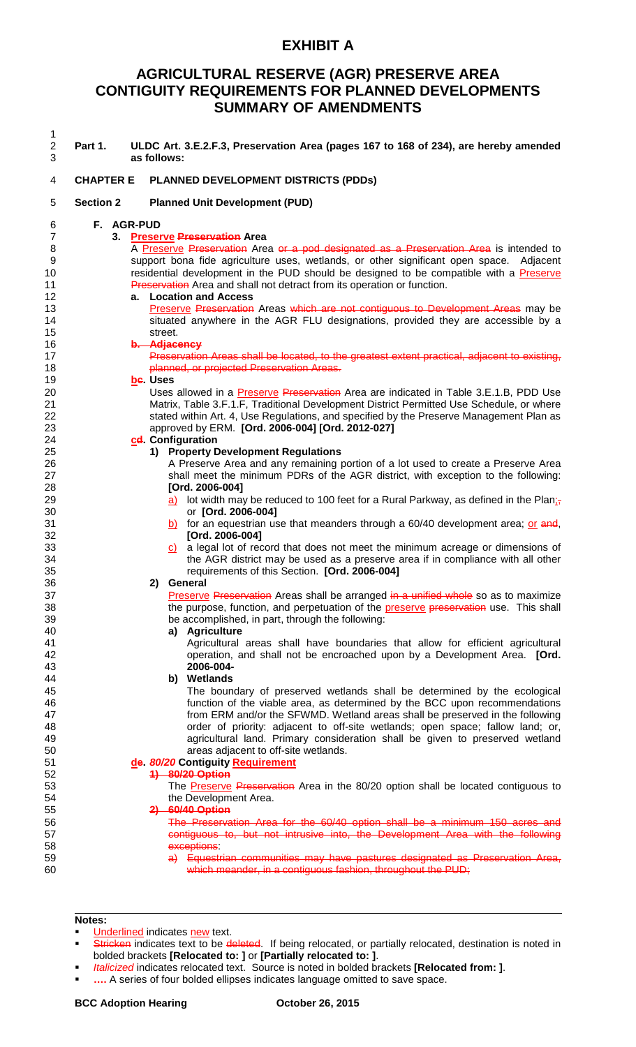# EXHIBIT A

## AGRICULTURAL RESERVE (AGR) PRESERVE AREA CONTIGUITY REQUIREMENTS FOR PLANNED DEVELOPMENTS SUMMARY OF AMENDMENTS

**Part 1. ULDC Art. 3.E.2.F.3, Preservation Area (pages 167 to 168 of 234), are hereby amended as follows:**

**CHAPTER E PLANNED DEVELOPMENT DISTRICTS (PDDs)**

**Section 2 Planned Unit Development (PUD)**

**F. AGR-PUD**

**3. <u>Preserve</u> ~~Preservation~~ Area**

A <u>Preserve</u> ~~Preservation~~ Area ~~or a pod designated as a Preservation Area~~ is intended to support bona fide agriculture uses, wetlands, or other significant open space. Adjacent residential development in the PUD should be designed to be compatible with a <u>Preserve</u> ~~Preservation~~ Area and shall not detract from its operation or function.

**a. Location and Access**

<u>Preserve</u> ~~Preservation~~ Areas ~~which are not contiguous to Development Areas~~ may be situated anywhere in the AGR FLU designations, provided they are accessible by a street.

~~**b. Adjacency**~~

~~Preservation Areas shall be located, to the greatest extent practical, adjacent to existing, planned, or projected Preservation Areas.~~

**<u>b</u>~~c~~. Uses**

Uses allowed in a <u>Preserve</u> ~~Preservation~~ Area are indicated in Table 3.E.1.B, PDD Use Matrix, Table 3.F.1.F, Traditional Development District Permitted Use Schedule, or where stated within Art. 4, Use Regulations, and specified by the Preserve Management Plan as approved by ERM. **[Ord. 2006-004] [Ord. 2012-027]**

**<u>c</u>~~d~~. Configuration**

**1) Property Development Regulations**

A Preserve Area and any remaining portion of a lot used to create a Preserve Area shall meet the minimum PDRs of the AGR district, with exception to the following: **[Ord. 2006-004]**

<u>a)</u> lot width may be reduced to 100 feet for a Rural Parkway, as defined in the Plan<u>;</u>~~,~~ or **[Ord. 2006-004]**

<u>b)</u> for an equestrian use that meanders through a 60/40 development area; <u>or</u> ~~and~~, **[Ord. 2006-004]**

<u>c)</u> a legal lot of record that does not meet the minimum acreage or dimensions of the AGR district may be used as a preserve area if in compliance with all other requirements of this Section. **[Ord. 2006-004]**

**2) General**

<u>Preserve</u> ~~Preservation~~ Areas shall be arranged ~~in a unified whole~~ so as to maximize the purpose, function, and perpetuation of the <u>preserve</u> ~~preservation~~ use. This shall be accomplished, in part, through the following:

**a) Agriculture**

Agricultural areas shall have boundaries that allow for efficient agricultural operation, and shall not be encroached upon by a Development Area. **[Ord. 2006-004-**

**b) Wetlands**

The boundary of preserved wetlands shall be determined by the ecological function of the viable area, as determined by the BCC upon recommendations from ERM and/or the SFWMD. Wetland areas shall be preserved in the following order of priority: adjacent to off-site wetlands; open space; fallow land; or, agricultural land. Primary consideration shall be given to preserved wetland areas adjacent to off-site wetlands.

**<u>d</u>~~e~~. *80/20* Contiguity <u>Requirement</u>**

~~**1) 80/20 Option**~~

The <u>Preserve</u> ~~Preservation~~ Area in the 80/20 option shall be located contiguous to the Development Area.

~~**2) 60/40 Option**~~

~~The Preservation Area for the 60/40 option shall be a minimum 150 acres and contiguous to, but not intrusive into, the Development Area with the following exceptions:~~

~~a) Equestrian communities may have pastures designated as Preservation Area, which meander, in a contiguous fashion, throughout the PUD;~~

---

**Notes:**

- <u>Underlined</u> indicates <u>new</u> text.
- ~~Stricken~~ indicates text to be ~~deleted~~. If being relocated, or partially relocated, destination is noted in bolded brackets **[Relocated to: ]** or **[Partially relocated to: ]**.
- *Italicized* indicates relocated text. Source is noted in bolded brackets **[Relocated from: ]**.
- **….** A series of four bolded ellipses indicates language omitted to save space.

**BCC Adoption Hearing October 26, 2015**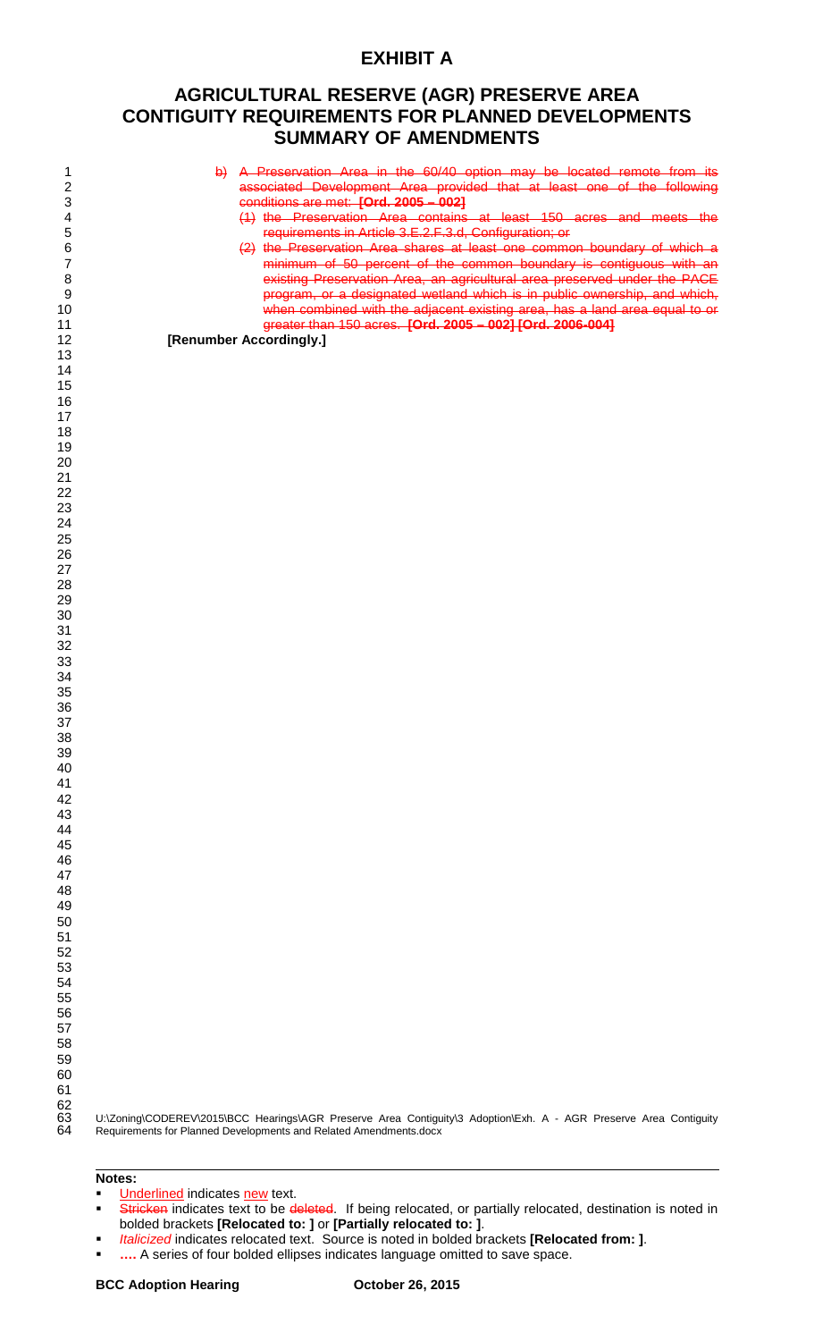# EXHIBIT A

## AGRICULTURAL RESERVE (AGR) PRESERVE AREA CONTIGUITY REQUIREMENTS FOR PLANNED DEVELOPMENTS SUMMARY OF AMENDMENTS

~~b) A Preservation Area in the 60/40 option may be located remote from its associated Development Area provided that at least one of the following conditions are met: **[Ord. 2005 – 002]**~~

~~(1) the Preservation Area contains at least 150 acres and meets the requirements in Article 3.E.2.F.3.d, Configuration; or~~

~~(2) the Preservation Area shares at least one common boundary of which a minimum of 50 percent of the common boundary is contiguous with an existing Preservation Area, an agricultural area preserved under the PACE program, or a designated wetland which is in public ownership, and which, when combined with the adjacent existing area, has a land area equal to or greater than 150 acres. **[Ord. 2005 – 002] [Ord. 2006-004]**~~

**[Renumber Accordingly.]**

U:\Zoning\CODEREV\2015\BCC Hearings\AGR Preserve Area Contiguity\3 Adoption\Exh. A - AGR Preserve Area Contiguity Requirements for Planned Developments and Related Amendments.docx

**Notes:**

- Underlined indicates new text.
- ~~Stricken~~ indicates text to be ~~deleted~~. If being relocated, or partially relocated, destination is noted in bolded brackets **[Relocated to: ]** or **[Partially relocated to: ]**.
- *Italicized* indicates relocated text. Source is noted in bolded brackets **[Relocated from: ]**.
- **….** A series of four bolded ellipses indicates language omitted to save space.

**BCC Adoption Hearing** **October 26, 2015**